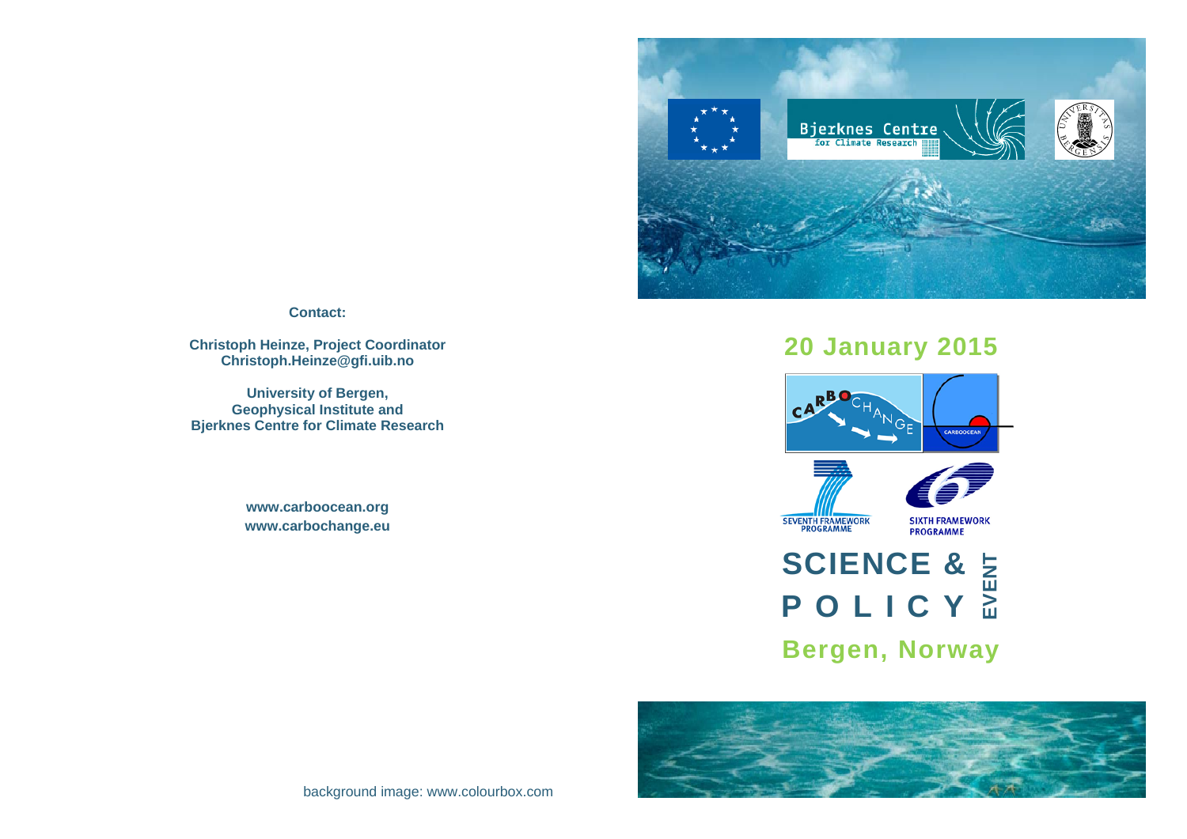**Contact:**

**Christoph Heinze, Project Coordinator**
**Christoph.Heinze@gfi.uib.no**

**University of Bergen,**
**Geophysical Institute and**
**Bjerknes Centre for Climate Research**

**www.carboocean.org**
**www.carbochange.eu**

background image: www.colourbox.com

Bjerknes Centre for Climate Research

## 20 January 2015

SEVENTH FRAMEWORK PROGRAMME

SIXTH FRAMEWORK PROGRAMME

# SCIENCE & POLICY EVENT

## Bergen, Norway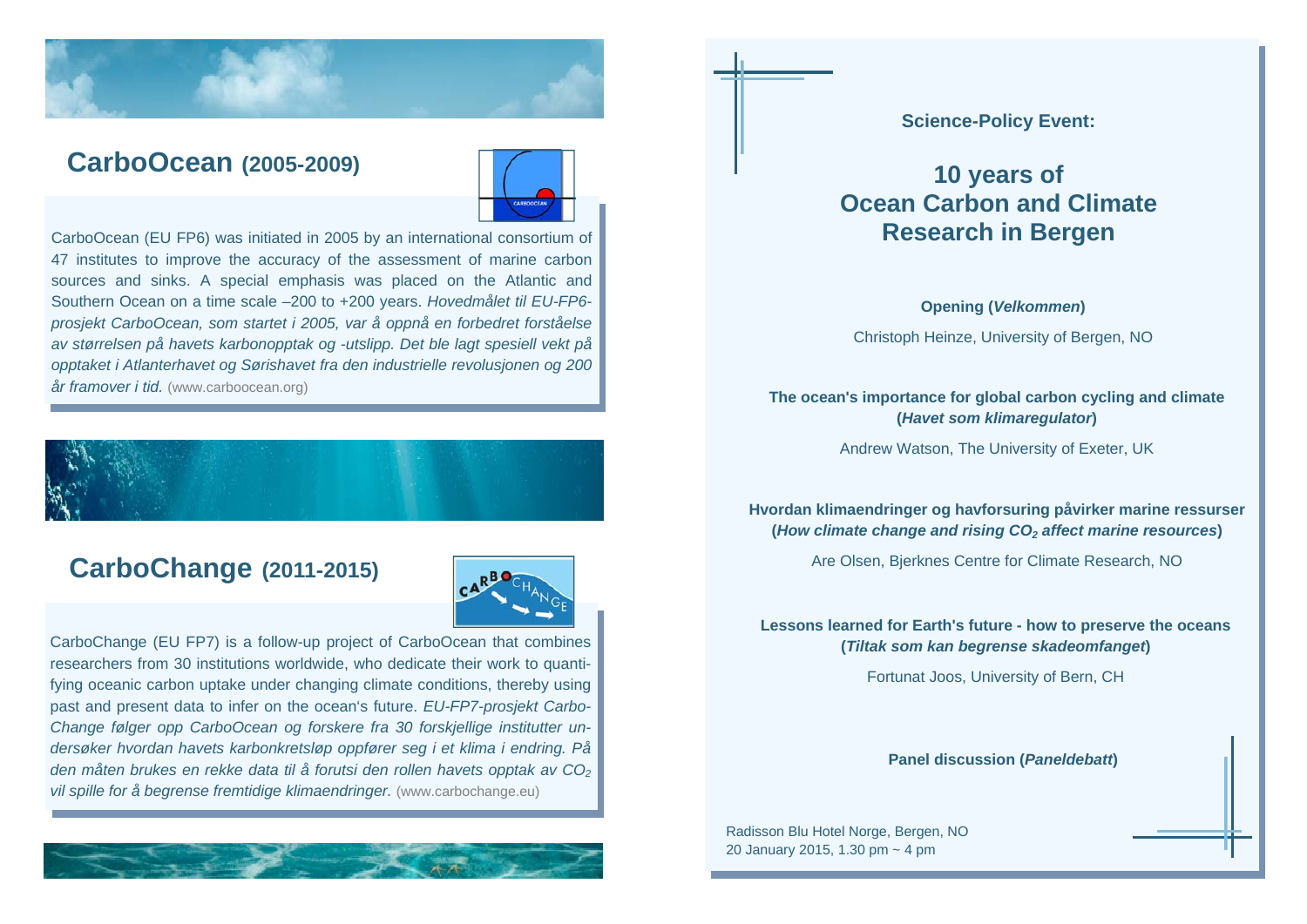## CarboOcean (2005-2009)

CarboOcean (EU FP6) was initiated in 2005 by an international consortium of 47 institutes to improve the accuracy of the assessment of marine carbon sources and sinks. A special emphasis was placed on the Atlantic and Southern Ocean on a time scale –200 to +200 years. *Hovedmålet til EU-FP6-prosjekt CarboOcean, som startet i 2005, var å oppnå en forbedret forståelse av størrelsen på havets karbonopptak og -utslipp. Det ble lagt spesiell vekt på opptaket i Atlanterhavet og Sørishavet fra den industrielle revolusjonen og 200 år framover i tid.* (www.carboocean.org)

## CarboChange (2011-2015)

CarboChange (EU FP7) is a follow-up project of CarboOcean that combines researchers from 30 institutions worldwide, who dedicate their work to quantifying oceanic carbon uptake under changing climate conditions, thereby using past and present data to infer on the ocean's future. *EU-FP7-prosjekt CarboChange følger opp CarboOcean og forskere fra 30 forskjellige institutter undersøker hvordan havets karbonkretsløp oppfører seg i et klima i endring. På den måten brukes en rekke data til å forutsi den rollen havets opptak av $CO_2$ vil spille for å begrense fremtidige klimaendringer.* (www.carbochange.eu)

**Science-Policy Event:**

# 10 years of Ocean Carbon and Climate Research in Bergen

**Opening (*Velkommen*)**

Christoph Heinze, University of Bergen, NO

**The ocean's importance for global carbon cycling and climate (*Havet som klimaregulator*)**

Andrew Watson, The University of Exeter, UK

**Hvordan klimaendringer og havforsuring påvirker marine ressurser (*How climate change and rising $CO_2$ affect marine resources*)**

Are Olsen, Bjerknes Centre for Climate Research, NO

**Lessons learned for Earth's future - how to preserve the oceans (*Tiltak som kan begrense skadeomfanget*)**

Fortunat Joos, University of Bern, CH

**Panel discussion (*Paneldebatt*)**

Radisson Blu Hotel Norge, Bergen, NO
20 January 2015, 1.30 pm ~ 4 pm